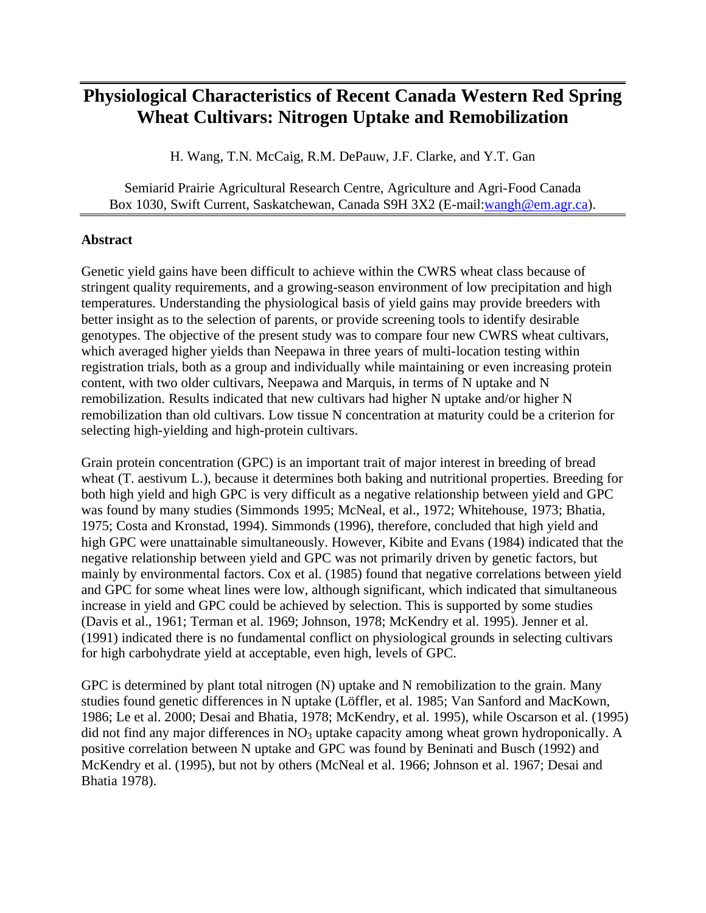# Physiological Characteristics of Recent Canada Western Red Spring Wheat Cultivars: Nitrogen Uptake and Remobilization

H. Wang, T.N. McCaig, R.M. DePauw, J.F. Clarke, and Y.T. Gan

Semiarid Prairie Agricultural Research Centre, Agriculture and Agri-Food Canada
Box 1030, Swift Current, Saskatchewan, Canada S9H 3X2 (E-mail:wangh@em.agr.ca).

## Abstract

Genetic yield gains have been difficult to achieve within the CWRS wheat class because of stringent quality requirements, and a growing-season environment of low precipitation and high temperatures. Understanding the physiological basis of yield gains may provide breeders with better insight as to the selection of parents, or provide screening tools to identify desirable genotypes. The objective of the present study was to compare four new CWRS wheat cultivars, which averaged higher yields than Neepawa in three years of multi-location testing within registration trials, both as a group and individually while maintaining or even increasing protein content, with two older cultivars, Neepawa and Marquis, in terms of N uptake and N remobilization. Results indicated that new cultivars had higher N uptake and/or higher N remobilization than old cultivars. Low tissue N concentration at maturity could be a criterion for selecting high-yielding and high-protein cultivars.

Grain protein concentration (GPC) is an important trait of major interest in breeding of bread wheat (T. aestivum L.), because it determines both baking and nutritional properties. Breeding for both high yield and high GPC is very difficult as a negative relationship between yield and GPC was found by many studies (Simmonds 1995; McNeal, et al., 1972; Whitehouse, 1973; Bhatia, 1975; Costa and Kronstad, 1994). Simmonds (1996), therefore, concluded that high yield and high GPC were unattainable simultaneously. However, Kibite and Evans (1984) indicated that the negative relationship between yield and GPC was not primarily driven by genetic factors, but mainly by environmental factors. Cox et al. (1985) found that negative correlations between yield and GPC for some wheat lines were low, although significant, which indicated that simultaneous increase in yield and GPC could be achieved by selection. This is supported by some studies (Davis et al., 1961; Terman et al. 1969; Johnson, 1978; McKendry et al. 1995). Jenner et al. (1991) indicated there is no fundamental conflict on physiological grounds in selecting cultivars for high carbohydrate yield at acceptable, even high, levels of GPC.

GPC is determined by plant total nitrogen (N) uptake and N remobilization to the grain. Many studies found genetic differences in N uptake (Löffler, et al. 1985; Van Sanford and MacKown, 1986; Le et al. 2000; Desai and Bhatia, 1978; McKendry, et al. 1995), while Oscarson et al. (1995) did not find any major differences in $NO_3$ uptake capacity among wheat grown hydroponically. A positive correlation between N uptake and GPC was found by Beninati and Busch (1992) and McKendry et al. (1995), but not by others (McNeal et al. 1966; Johnson et al. 1967; Desai and Bhatia 1978).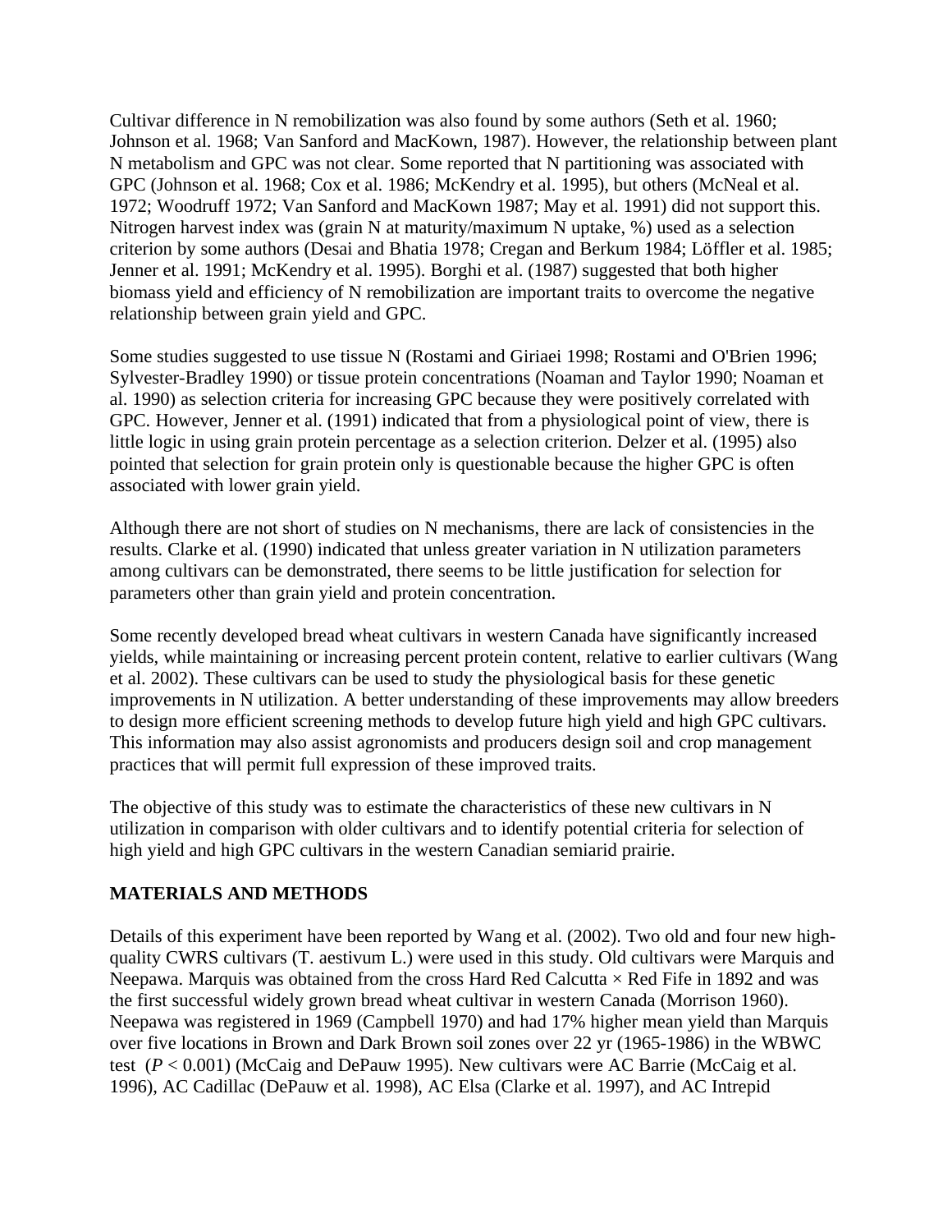Cultivar difference in N remobilization was also found by some authors (Seth et al. 1960; Johnson et al. 1968; Van Sanford and MacKown, 1987). However, the relationship between plant N metabolism and GPC was not clear. Some reported that N partitioning was associated with GPC (Johnson et al. 1968; Cox et al. 1986; McKendry et al. 1995), but others (McNeal et al. 1972; Woodruff 1972; Van Sanford and MacKown 1987; May et al. 1991) did not support this. Nitrogen harvest index was (grain N at maturity/maximum N uptake, %) used as a selection criterion by some authors (Desai and Bhatia 1978; Cregan and Berkum 1984; Löffler et al. 1985; Jenner et al. 1991; McKendry et al. 1995). Borghi et al. (1987) suggested that both higher biomass yield and efficiency of N remobilization are important traits to overcome the negative relationship between grain yield and GPC.

Some studies suggested to use tissue N (Rostami and Giriaei 1998; Rostami and O'Brien 1996; Sylvester-Bradley 1990) or tissue protein concentrations (Noaman and Taylor 1990; Noaman et al. 1990) as selection criteria for increasing GPC because they were positively correlated with GPC. However, Jenner et al. (1991) indicated that from a physiological point of view, there is little logic in using grain protein percentage as a selection criterion. Delzer et al. (1995) also pointed that selection for grain protein only is questionable because the higher GPC is often associated with lower grain yield.

Although there are not short of studies on N mechanisms, there are lack of consistencies in the results. Clarke et al. (1990) indicated that unless greater variation in N utilization parameters among cultivars can be demonstrated, there seems to be little justification for selection for parameters other than grain yield and protein concentration.

Some recently developed bread wheat cultivars in western Canada have significantly increased yields, while maintaining or increasing percent protein content, relative to earlier cultivars (Wang et al. 2002). These cultivars can be used to study the physiological basis for these genetic improvements in N utilization. A better understanding of these improvements may allow breeders to design more efficient screening methods to develop future high yield and high GPC cultivars. This information may also assist agronomists and producers design soil and crop management practices that will permit full expression of these improved traits.

The objective of this study was to estimate the characteristics of these new cultivars in N utilization in comparison with older cultivars and to identify potential criteria for selection of high yield and high GPC cultivars in the western Canadian semiarid prairie.

## MATERIALS AND METHODS

Details of this experiment have been reported by Wang et al. (2002). Two old and four new high-quality CWRS cultivars (T. aestivum L.) were used in this study. Old cultivars were Marquis and Neepawa. Marquis was obtained from the cross Hard Red Calcutta × Red Fife in 1892 and was the first successful widely grown bread wheat cultivar in western Canada (Morrison 1960). Neepawa was registered in 1969 (Campbell 1970) and had 17% higher mean yield than Marquis over five locations in Brown and Dark Brown soil zones over 22 yr (1965-1986) in the WBWC test ($P < 0.001$) (McCaig and DePauw 1995). New cultivars were AC Barrie (McCaig et al. 1996), AC Cadillac (DePauw et al. 1998), AC Elsa (Clarke et al. 1997), and AC Intrepid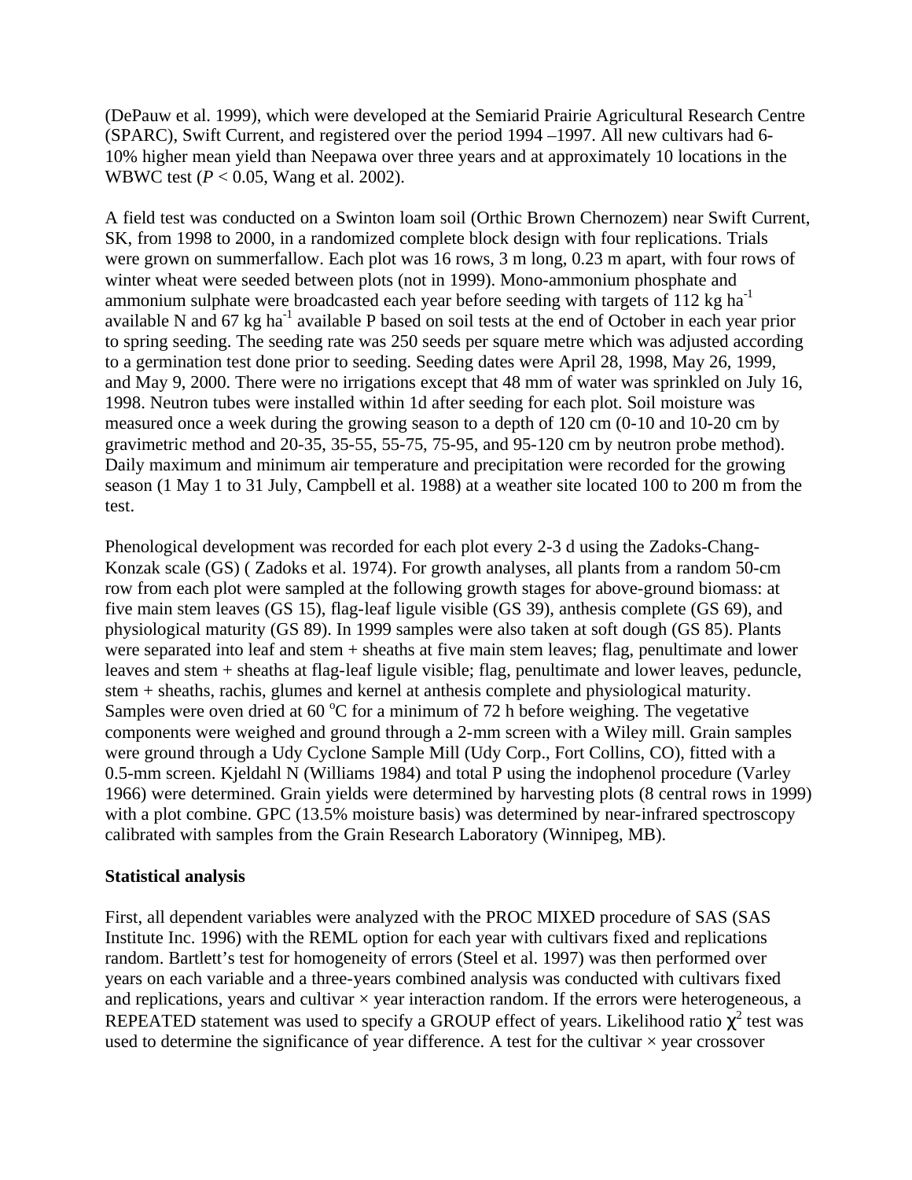(DePauw et al. 1999), which were developed at the Semiarid Prairie Agricultural Research Centre (SPARC), Swift Current, and registered over the period 1994 –1997. All new cultivars had 6-10% higher mean yield than Neepawa over three years and at approximately 10 locations in the WBWC test ($P < 0.05$, Wang et al. 2002).

A field test was conducted on a Swinton loam soil (Orthic Brown Chernozem) near Swift Current, SK, from 1998 to 2000, in a randomized complete block design with four replications. Trials were grown on summerfallow. Each plot was 16 rows, 3 m long, 0.23 m apart, with four rows of winter wheat were seeded between plots (not in 1999). Mono-ammonium phosphate and ammonium sulphate were broadcasted each year before seeding with targets of 112 kg ha$^{-1}$ available N and 67 kg ha$^{-1}$ available P based on soil tests at the end of October in each year prior to spring seeding. The seeding rate was 250 seeds per square metre which was adjusted according to a germination test done prior to seeding. Seeding dates were April 28, 1998, May 26, 1999, and May 9, 2000. There were no irrigations except that 48 mm of water was sprinkled on July 16, 1998. Neutron tubes were installed within 1d after seeding for each plot. Soil moisture was measured once a week during the growing season to a depth of 120 cm (0-10 and 10-20 cm by gravimetric method and 20-35, 35-55, 55-75, 75-95, and 95-120 cm by neutron probe method). Daily maximum and minimum air temperature and precipitation were recorded for the growing season (1 May 1 to 31 July, Campbell et al. 1988) at a weather site located 100 to 200 m from the test.

Phenological development was recorded for each plot every 2-3 d using the Zadoks-Chang-Konzak scale (GS) ( Zadoks et al. 1974). For growth analyses, all plants from a random 50-cm row from each plot were sampled at the following growth stages for above-ground biomass: at five main stem leaves (GS 15), flag-leaf ligule visible (GS 39), anthesis complete (GS 69), and physiological maturity (GS 89). In 1999 samples were also taken at soft dough (GS 85). Plants were separated into leaf and stem + sheaths at five main stem leaves; flag, penultimate and lower leaves and stem + sheaths at flag-leaf ligule visible; flag, penultimate and lower leaves, peduncle, stem + sheaths, rachis, glumes and kernel at anthesis complete and physiological maturity. Samples were oven dried at 60 $^{o}$C for a minimum of 72 h before weighing. The vegetative components were weighed and ground through a 2-mm screen with a Wiley mill. Grain samples were ground through a Udy Cyclone Sample Mill (Udy Corp., Fort Collins, CO), fitted with a 0.5-mm screen. Kjeldahl N (Williams 1984) and total P using the indophenol procedure (Varley 1966) were determined. Grain yields were determined by harvesting plots (8 central rows in 1999) with a plot combine. GPC (13.5% moisture basis) was determined by near-infrared spectroscopy calibrated with samples from the Grain Research Laboratory (Winnipeg, MB).

**Statistical analysis**

First, all dependent variables were analyzed with the PROC MIXED procedure of SAS (SAS Institute Inc. 1996) with the REML option for each year with cultivars fixed and replications random. Bartlett's test for homogeneity of errors (Steel et al. 1997) was then performed over years on each variable and a three-years combined analysis was conducted with cultivars fixed and replications, years and cultivar × year interaction random. If the errors were heterogeneous, a REPEATED statement was used to specify a GROUP effect of years. Likelihood ratio $\chi^2$ test was used to determine the significance of year difference. A test for the cultivar × year crossover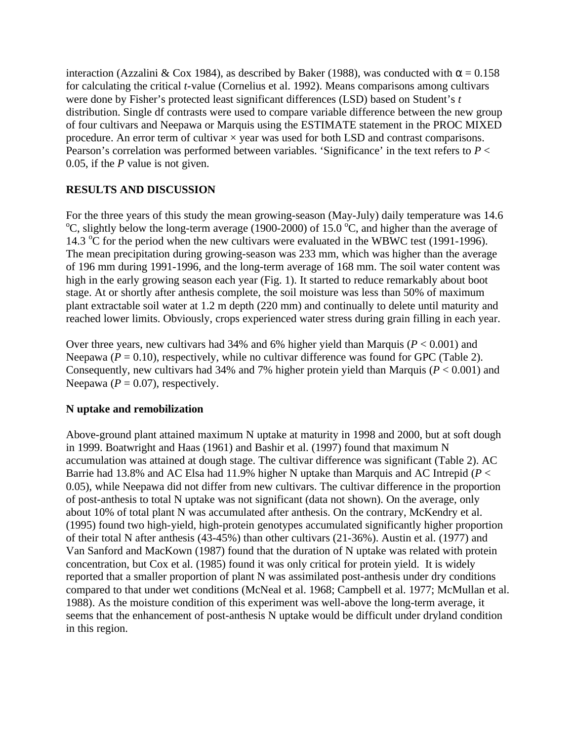interaction (Azzalini & Cox 1984), as described by Baker (1988), was conducted with $\alpha = 0.158$ for calculating the critical *t*-value (Cornelius et al. 1992). Means comparisons among cultivars were done by Fisher's protected least significant differences (LSD) based on Student's *t* distribution. Single df contrasts were used to compare variable difference between the new group of four cultivars and Neepawa or Marquis using the ESTIMATE statement in the PROC MIXED procedure. An error term of cultivar × year was used for both LSD and contrast comparisons. Pearson's correlation was performed between variables. 'Significance' in the text refers to $P < 0.05$, if the $P$ value is not given.

## RESULTS AND DISCUSSION

For the three years of this study the mean growing-season (May-July) daily temperature was 14.6 °C, slightly below the long-term average (1900-2000) of 15.0 °C, and higher than the average of 14.3 °C for the period when the new cultivars were evaluated in the WBWC test (1991-1996). The mean precipitation during growing-season was 233 mm, which was higher than the average of 196 mm during 1991-1996, and the long-term average of 168 mm. The soil water content was high in the early growing season each year (Fig. 1). It started to reduce remarkably about boot stage. At or shortly after anthesis complete, the soil moisture was less than 50% of maximum plant extractable soil water at 1.2 m depth (220 mm) and continually to delete until maturity and reached lower limits. Obviously, crops experienced water stress during grain filling in each year.

Over three years, new cultivars had 34% and 6% higher yield than Marquis ($P < 0.001$) and Neepawa ($P = 0.10$), respectively, while no cultivar difference was found for GPC (Table 2). Consequently, new cultivars had 34% and 7% higher protein yield than Marquis ($P < 0.001$) and Neepawa ($P = 0.07$), respectively.

### N uptake and remobilization

Above-ground plant attained maximum N uptake at maturity in 1998 and 2000, but at soft dough in 1999. Boatwright and Haas (1961) and Bashir et al. (1997) found that maximum N accumulation was attained at dough stage. The cultivar difference was significant (Table 2). AC Barrie had 13.8% and AC Elsa had 11.9% higher N uptake than Marquis and AC Intrepid ($P < 0.05$), while Neepawa did not differ from new cultivars. The cultivar difference in the proportion of post-anthesis to total N uptake was not significant (data not shown). On the average, only about 10% of total plant N was accumulated after anthesis. On the contrary, McKendry et al. (1995) found two high-yield, high-protein genotypes accumulated significantly higher proportion of their total N after anthesis (43-45%) than other cultivars (21-36%). Austin et al. (1977) and Van Sanford and MacKown (1987) found that the duration of N uptake was related with protein concentration, but Cox et al. (1985) found it was only critical for protein yield. It is widely reported that a smaller proportion of plant N was assimilated post-anthesis under dry conditions compared to that under wet conditions (McNeal et al. 1968; Campbell et al. 1977; McMullan et al. 1988). As the moisture condition of this experiment was well-above the long-term average, it seems that the enhancement of post-anthesis N uptake would be difficult under dryland condition in this region.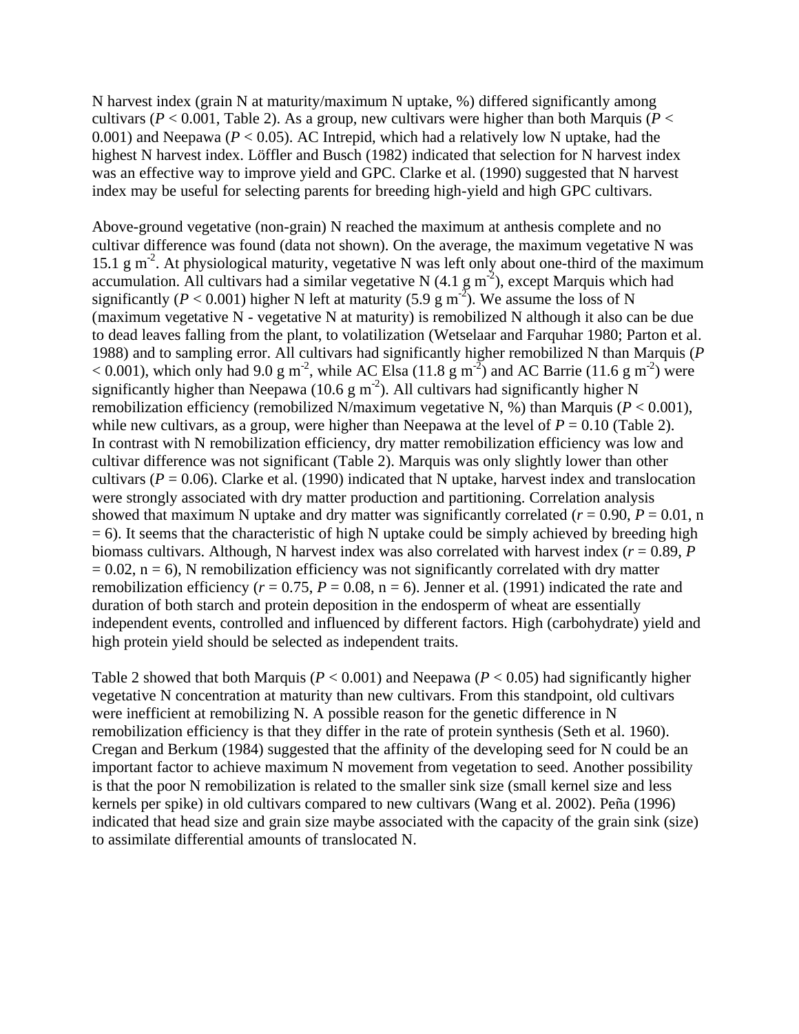N harvest index (grain N at maturity/maximum N uptake, %) differed significantly among cultivars (*P* < 0.001, Table 2). As a group, new cultivars were higher than both Marquis (*P* < 0.001) and Neepawa (*P* < 0.05). AC Intrepid, which had a relatively low N uptake, had the highest N harvest index. Löffler and Busch (1982) indicated that selection for N harvest index was an effective way to improve yield and GPC. Clarke et al. (1990) suggested that N harvest index may be useful for selecting parents for breeding high-yield and high GPC cultivars.

Above-ground vegetative (non-grain) N reached the maximum at anthesis complete and no cultivar difference was found (data not shown). On the average, the maximum vegetative N was 15.1 g $m^{-2}$. At physiological maturity, vegetative N was left only about one-third of the maximum accumulation. All cultivars had a similar vegetative N (4.1 g $m^{-2}$), except Marquis which had significantly (*P* < 0.001) higher N left at maturity (5.9 g $m^{-2}$). We assume the loss of N (maximum vegetative N - vegetative N at maturity) is remobilized N although it also can be due to dead leaves falling from the plant, to volatilization (Wetselaar and Farquhar 1980; Parton et al. 1988) and to sampling error. All cultivars had significantly higher remobilized N than Marquis (*P* < 0.001), which only had 9.0 g $m^{-2}$, while AC Elsa (11.8 g $m^{-2}$) and AC Barrie (11.6 g $m^{-2}$) were significantly higher than Neepawa (10.6 g $m^{-2}$). All cultivars had significantly higher N remobilization efficiency (remobilized N/maximum vegetative N, %) than Marquis (*P* < 0.001), while new cultivars, as a group, were higher than Neepawa at the level of *P* = 0.10 (Table 2). In contrast with N remobilization efficiency, dry matter remobilization efficiency was low and cultivar difference was not significant (Table 2). Marquis was only slightly lower than other cultivars (*P* = 0.06). Clarke et al. (1990) indicated that N uptake, harvest index and translocation were strongly associated with dry matter production and partitioning. Correlation analysis showed that maximum N uptake and dry matter was significantly correlated (*r* = 0.90, *P* = 0.01, n = 6). It seems that the characteristic of high N uptake could be simply achieved by breeding high biomass cultivars. Although, N harvest index was also correlated with harvest index (*r* = 0.89, *P* = 0.02, n = 6), N remobilization efficiency was not significantly correlated with dry matter remobilization efficiency (*r* = 0.75, *P* = 0.08, n = 6). Jenner et al. (1991) indicated the rate and duration of both starch and protein deposition in the endosperm of wheat are essentially independent events, controlled and influenced by different factors. High (carbohydrate) yield and high protein yield should be selected as independent traits.

Table 2 showed that both Marquis (*P* < 0.001) and Neepawa (*P* < 0.05) had significantly higher vegetative N concentration at maturity than new cultivars. From this standpoint, old cultivars were inefficient at remobilizing N. A possible reason for the genetic difference in N remobilization efficiency is that they differ in the rate of protein synthesis (Seth et al. 1960). Cregan and Berkum (1984) suggested that the affinity of the developing seed for N could be an important factor to achieve maximum N movement from vegetation to seed. Another possibility is that the poor N remobilization is related to the smaller sink size (small kernel size and less kernels per spike) in old cultivars compared to new cultivars (Wang et al. 2002). Peña (1996) indicated that head size and grain size maybe associated with the capacity of the grain sink (size) to assimilate differential amounts of translocated N.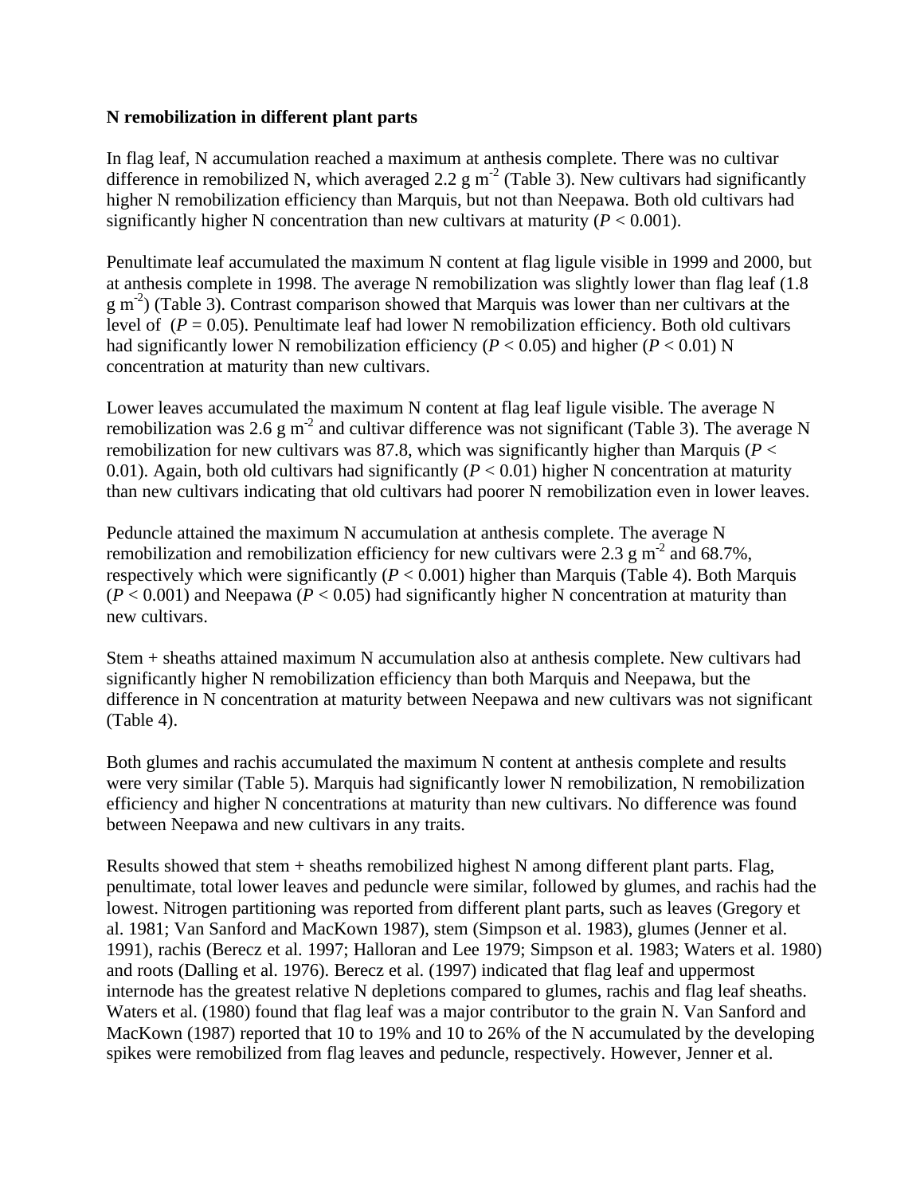**N remobilization in different plant parts**

In flag leaf, N accumulation reached a maximum at anthesis complete. There was no cultivar difference in remobilized N, which averaged 2.2 g $m^{-2}$ (Table 3). New cultivars had significantly higher N remobilization efficiency than Marquis, but not than Neepawa. Both old cultivars had significantly higher N concentration than new cultivars at maturity ($P < 0.001$).

Penultimate leaf accumulated the maximum N content at flag ligule visible in 1999 and 2000, but at anthesis complete in 1998. The average N remobilization was slightly lower than flag leaf (1.8 g $m^{-2}$) (Table 3). Contrast comparison showed that Marquis was lower than ner cultivars at the level of ($P = 0.05$). Penultimate leaf had lower N remobilization efficiency. Both old cultivars had significantly lower N remobilization efficiency ($P < 0.05$) and higher ($P < 0.01$) N concentration at maturity than new cultivars.

Lower leaves accumulated the maximum N content at flag leaf ligule visible. The average N remobilization was 2.6 g $m^{-2}$ and cultivar difference was not significant (Table 3). The average N remobilization for new cultivars was 87.8, which was significantly higher than Marquis ($P < 0.01$). Again, both old cultivars had significantly ($P < 0.01$) higher N concentration at maturity than new cultivars indicating that old cultivars had poorer N remobilization even in lower leaves.

Peduncle attained the maximum N accumulation at anthesis complete. The average N remobilization and remobilization efficiency for new cultivars were 2.3 g $m^{-2}$ and 68.7%, respectively which were significantly ($P < 0.001$) higher than Marquis (Table 4). Both Marquis ($P < 0.001$) and Neepawa ($P < 0.05$) had significantly higher N concentration at maturity than new cultivars.

Stem + sheaths attained maximum N accumulation also at anthesis complete. New cultivars had significantly higher N remobilization efficiency than both Marquis and Neepawa, but the difference in N concentration at maturity between Neepawa and new cultivars was not significant (Table 4).

Both glumes and rachis accumulated the maximum N content at anthesis complete and results were very similar (Table 5). Marquis had significantly lower N remobilization, N remobilization efficiency and higher N concentrations at maturity than new cultivars. No difference was found between Neepawa and new cultivars in any traits.

Results showed that stem + sheaths remobilized highest N among different plant parts. Flag, penultimate, total lower leaves and peduncle were similar, followed by glumes, and rachis had the lowest. Nitrogen partitioning was reported from different plant parts, such as leaves (Gregory et al. 1981; Van Sanford and MacKown 1987), stem (Simpson et al. 1983), glumes (Jenner et al. 1991), rachis (Berecz et al. 1997; Halloran and Lee 1979; Simpson et al. 1983; Waters et al. 1980) and roots (Dalling et al. 1976). Berecz et al. (1997) indicated that flag leaf and uppermost internode has the greatest relative N depletions compared to glumes, rachis and flag leaf sheaths. Waters et al. (1980) found that flag leaf was a major contributor to the grain N. Van Sanford and MacKown (1987) reported that 10 to 19% and 10 to 26% of the N accumulated by the developing spikes were remobilized from flag leaves and peduncle, respectively. However, Jenner et al.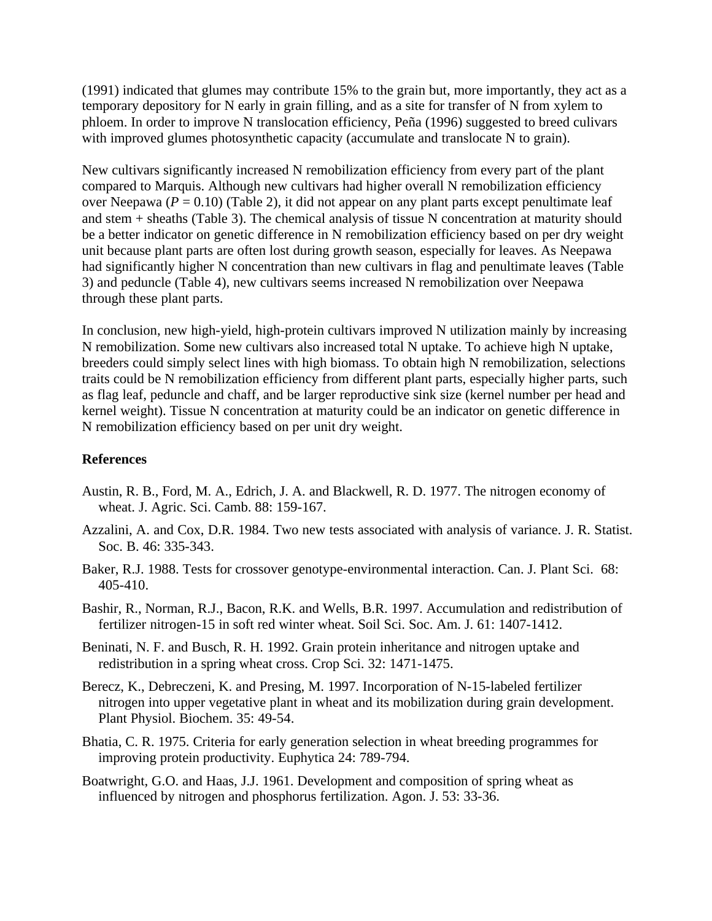(1991) indicated that glumes may contribute 15% to the grain but, more importantly, they act as a temporary depository for N early in grain filling, and as a site for transfer of N from xylem to phloem. In order to improve N translocation efficiency, Peña (1996) suggested to breed culivars with improved glumes photosynthetic capacity (accumulate and translocate N to grain).

New cultivars significantly increased N remobilization efficiency from every part of the plant compared to Marquis. Although new cultivars had higher overall N remobilization efficiency over Neepawa ($P$ = 0.10) (Table 2), it did not appear on any plant parts except penultimate leaf and stem + sheaths (Table 3). The chemical analysis of tissue N concentration at maturity should be a better indicator on genetic difference in N remobilization efficiency based on per dry weight unit because plant parts are often lost during growth season, especially for leaves. As Neepawa had significantly higher N concentration than new cultivars in flag and penultimate leaves (Table 3) and peduncle (Table 4), new cultivars seems increased N remobilization over Neepawa through these plant parts.

In conclusion, new high-yield, high-protein cultivars improved N utilization mainly by increasing N remobilization. Some new cultivars also increased total N uptake. To achieve high N uptake, breeders could simply select lines with high biomass. To obtain high N remobilization, selections traits could be N remobilization efficiency from different plant parts, especially higher parts, such as flag leaf, peduncle and chaff, and be larger reproductive sink size (kernel number per head and kernel weight). Tissue N concentration at maturity could be an indicator on genetic difference in N remobilization efficiency based on per unit dry weight.

**References**

Austin, R. B., Ford, M. A., Edrich, J. A. and Blackwell, R. D. 1977. The nitrogen economy of wheat. J. Agric. Sci. Camb. 88: 159-167.

Azzalini, A. and Cox, D.R. 1984. Two new tests associated with analysis of variance. J. R. Statist. Soc. B. 46: 335-343.

Baker, R.J. 1988. Tests for crossover genotype-environmental interaction. Can. J. Plant Sci. 68: 405-410.

Bashir, R., Norman, R.J., Bacon, R.K. and Wells, B.R. 1997. Accumulation and redistribution of fertilizer nitrogen-15 in soft red winter wheat. Soil Sci. Soc. Am. J. 61: 1407-1412.

Beninati, N. F. and Busch, R. H. 1992. Grain protein inheritance and nitrogen uptake and redistribution in a spring wheat cross. Crop Sci. 32: 1471-1475.

Berecz, K., Debreczeni, K. and Presing, M. 1997. Incorporation of N-15-labeled fertilizer nitrogen into upper vegetative plant in wheat and its mobilization during grain development. Plant Physiol. Biochem. 35: 49-54.

Bhatia, C. R. 1975. Criteria for early generation selection in wheat breeding programmes for improving protein productivity. Euphytica 24: 789-794.

Boatwright, G.O. and Haas, J.J. 1961. Development and composition of spring wheat as influenced by nitrogen and phosphorus fertilization. Agon. J. 53: 33-36.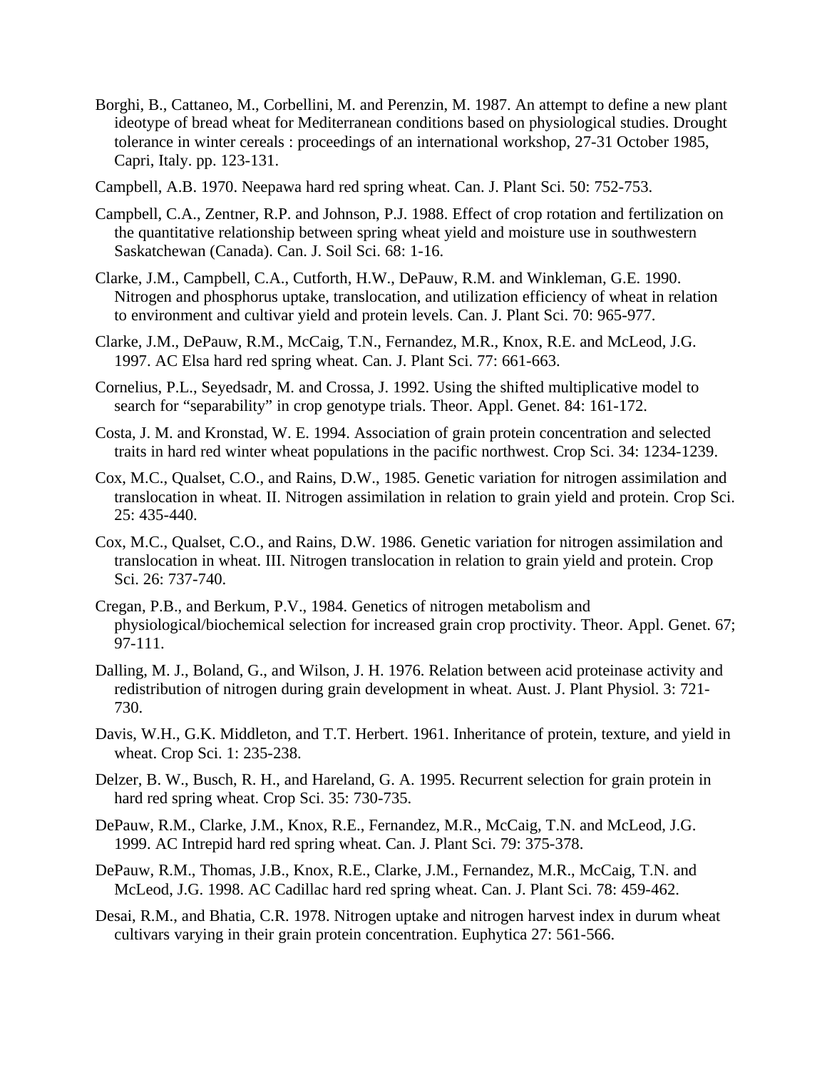Borghi, B., Cattaneo, M., Corbellini, M. and Perenzin, M. 1987. An attempt to define a new plant ideotype of bread wheat for Mediterranean conditions based on physiological studies. Drought tolerance in winter cereals : proceedings of an international workshop, 27-31 October 1985, Capri, Italy. pp. 123-131.

Campbell, A.B. 1970. Neepawa hard red spring wheat. Can. J. Plant Sci. 50: 752-753.

Campbell, C.A., Zentner, R.P. and Johnson, P.J. 1988. Effect of crop rotation and fertilization on the quantitative relationship between spring wheat yield and moisture use in southwestern Saskatchewan (Canada). Can. J. Soil Sci. 68: 1-16.

Clarke, J.M., Campbell, C.A., Cutforth, H.W., DePauw, R.M. and Winkleman, G.E. 1990. Nitrogen and phosphorus uptake, translocation, and utilization efficiency of wheat in relation to environment and cultivar yield and protein levels. Can. J. Plant Sci. 70: 965-977.

Clarke, J.M., DePauw, R.M., McCaig, T.N., Fernandez, M.R., Knox, R.E. and McLeod, J.G. 1997. AC Elsa hard red spring wheat. Can. J. Plant Sci. 77: 661-663.

Cornelius, P.L., Seyedsadr, M. and Crossa, J. 1992. Using the shifted multiplicative model to search for "separability" in crop genotype trials. Theor. Appl. Genet. 84: 161-172.

Costa, J. M. and Kronstad, W. E. 1994. Association of grain protein concentration and selected traits in hard red winter wheat populations in the pacific northwest. Crop Sci. 34: 1234-1239.

Cox, M.C., Qualset, C.O., and Rains, D.W., 1985. Genetic variation for nitrogen assimilation and translocation in wheat. II. Nitrogen assimilation in relation to grain yield and protein. Crop Sci. 25: 435-440.

Cox, M.C., Qualset, C.O., and Rains, D.W. 1986. Genetic variation for nitrogen assimilation and translocation in wheat. III. Nitrogen translocation in relation to grain yield and protein. Crop Sci. 26: 737-740.

Cregan, P.B., and Berkum, P.V., 1984. Genetics of nitrogen metabolism and physiological/biochemical selection for increased grain crop proctivity. Theor. Appl. Genet. 67; 97-111.

Dalling, M. J., Boland, G., and Wilson, J. H. 1976. Relation between acid proteinase activity and redistribution of nitrogen during grain development in wheat. Aust. J. Plant Physiol. 3: 721-730.

Davis, W.H., G.K. Middleton, and T.T. Herbert. 1961. Inheritance of protein, texture, and yield in wheat. Crop Sci. 1: 235-238.

Delzer, B. W., Busch, R. H., and Hareland, G. A. 1995. Recurrent selection for grain protein in hard red spring wheat. Crop Sci. 35: 730-735.

DePauw, R.M., Clarke, J.M., Knox, R.E., Fernandez, M.R., McCaig, T.N. and McLeod, J.G. 1999. AC Intrepid hard red spring wheat. Can. J. Plant Sci. 79: 375-378.

DePauw, R.M., Thomas, J.B., Knox, R.E., Clarke, J.M., Fernandez, M.R., McCaig, T.N. and McLeod, J.G. 1998. AC Cadillac hard red spring wheat. Can. J. Plant Sci. 78: 459-462.

Desai, R.M., and Bhatia, C.R. 1978. Nitrogen uptake and nitrogen harvest index in durum wheat cultivars varying in their grain protein concentration. Euphytica 27: 561-566.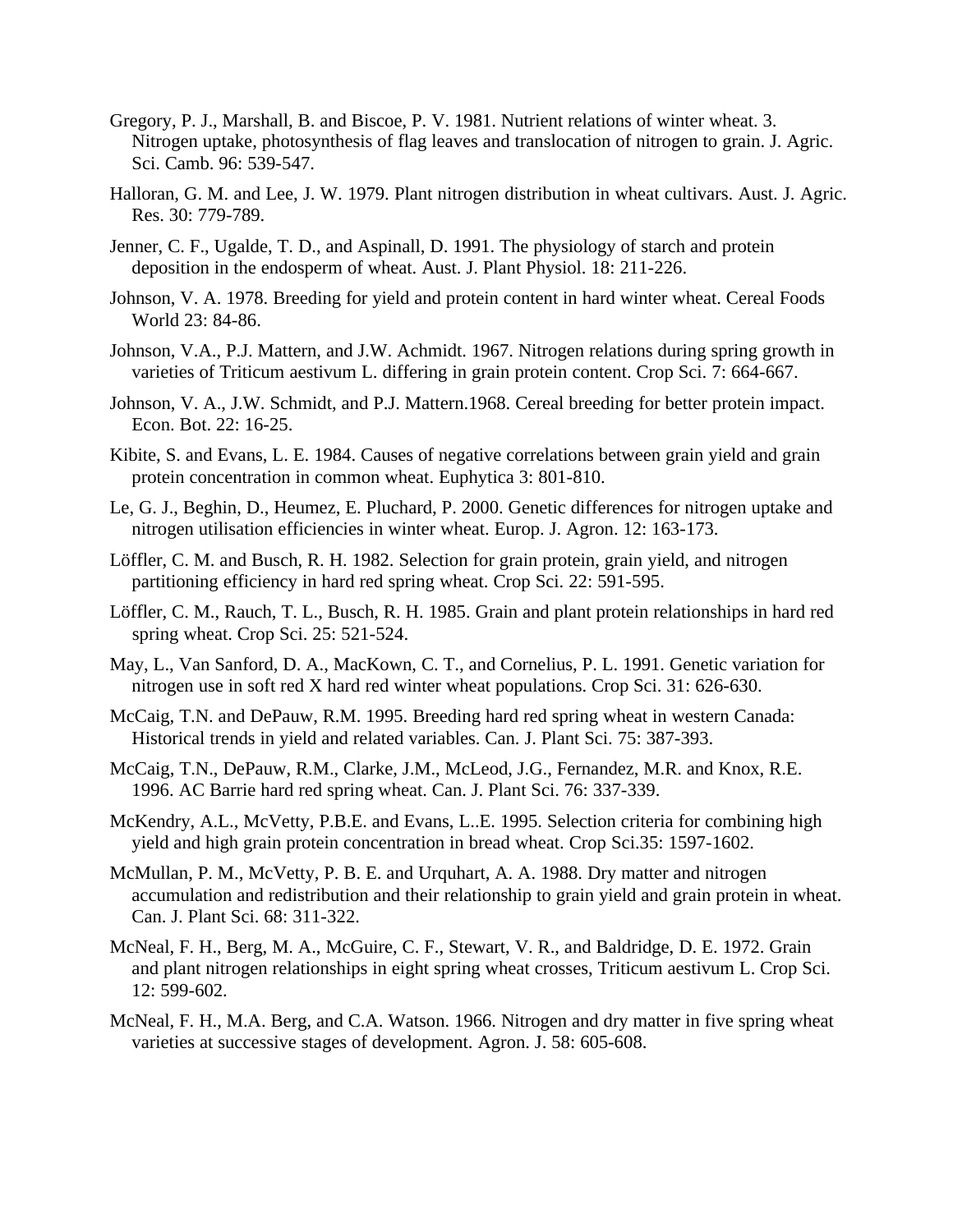Gregory, P. J., Marshall, B. and Biscoe, P. V. 1981. Nutrient relations of winter wheat. 3. Nitrogen uptake, photosynthesis of flag leaves and translocation of nitrogen to grain. J. Agric. Sci. Camb. 96: 539-547.

Halloran, G. M. and Lee, J. W. 1979. Plant nitrogen distribution in wheat cultivars. Aust. J. Agric. Res. 30: 779-789.

Jenner, C. F., Ugalde, T. D., and Aspinall, D. 1991. The physiology of starch and protein deposition in the endosperm of wheat. Aust. J. Plant Physiol. 18: 211-226.

Johnson, V. A. 1978. Breeding for yield and protein content in hard winter wheat. Cereal Foods World 23: 84-86.

Johnson, V.A., P.J. Mattern, and J.W. Achmidt. 1967. Nitrogen relations during spring growth in varieties of Triticum aestivum L. differing in grain protein content. Crop Sci. 7: 664-667.

Johnson, V. A., J.W. Schmidt, and P.J. Mattern.1968. Cereal breeding for better protein impact. Econ. Bot. 22: 16-25.

Kibite, S. and Evans, L. E. 1984. Causes of negative correlations between grain yield and grain protein concentration in common wheat. Euphytica 3: 801-810.

Le, G. J., Beghin, D., Heumez, E. Pluchard, P. 2000. Genetic differences for nitrogen uptake and nitrogen utilisation efficiencies in winter wheat. Europ. J. Agron. 12: 163-173.

Löffler, C. M. and Busch, R. H. 1982. Selection for grain protein, grain yield, and nitrogen partitioning efficiency in hard red spring wheat. Crop Sci. 22: 591-595.

Löffler, C. M., Rauch, T. L., Busch, R. H. 1985. Grain and plant protein relationships in hard red spring wheat. Crop Sci. 25: 521-524.

May, L., Van Sanford, D. A., MacKown, C. T., and Cornelius, P. L. 1991. Genetic variation for nitrogen use in soft red X hard red winter wheat populations. Crop Sci. 31: 626-630.

McCaig, T.N. and DePauw, R.M. 1995. Breeding hard red spring wheat in western Canada: Historical trends in yield and related variables. Can. J. Plant Sci. 75: 387-393.

McCaig, T.N., DePauw, R.M., Clarke, J.M., McLeod, J.G., Fernandez, M.R. and Knox, R.E. 1996. AC Barrie hard red spring wheat. Can. J. Plant Sci. 76: 337-339.

McKendry, A.L., McVetty, P.B.E. and Evans, L..E. 1995. Selection criteria for combining high yield and high grain protein concentration in bread wheat. Crop Sci.35: 1597-1602.

McMullan, P. M., McVetty, P. B. E. and Urquhart, A. A. 1988. Dry matter and nitrogen accumulation and redistribution and their relationship to grain yield and grain protein in wheat. Can. J. Plant Sci. 68: 311-322.

McNeal, F. H., Berg, M. A., McGuire, C. F., Stewart, V. R., and Baldridge, D. E. 1972. Grain and plant nitrogen relationships in eight spring wheat crosses, Triticum aestivum L. Crop Sci. 12: 599-602.

McNeal, F. H., M.A. Berg, and C.A. Watson. 1966. Nitrogen and dry matter in five spring wheat varieties at successive stages of development. Agron. J. 58: 605-608.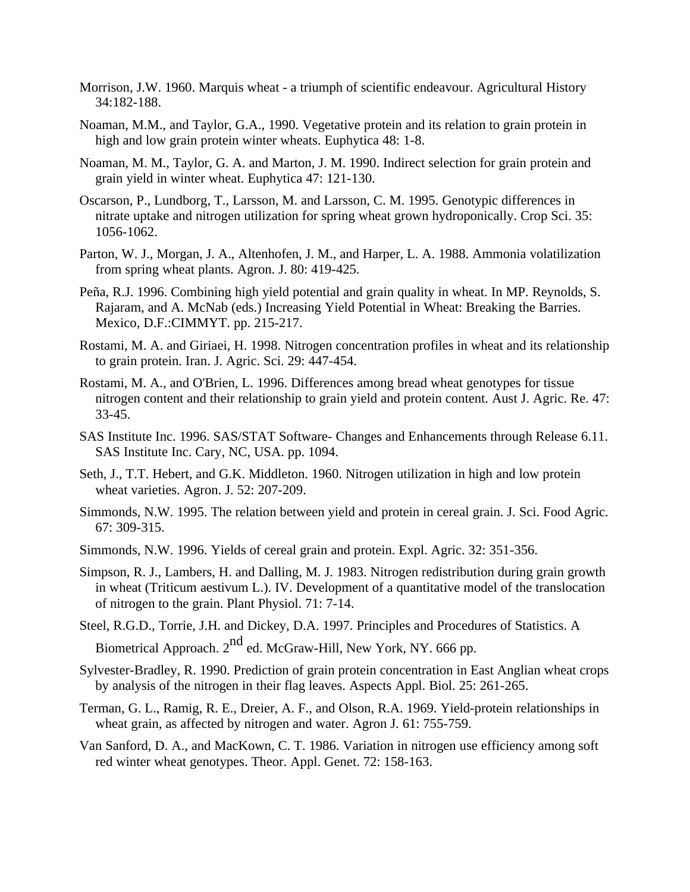Morrison, J.W. 1960. Marquis wheat - a triumph of scientific endeavour. Agricultural History 34:182-188.

Noaman, M.M., and Taylor, G.A., 1990. Vegetative protein and its relation to grain protein in high and low grain protein winter wheats. Euphytica 48: 1-8.

Noaman, M. M., Taylor, G. A. and Marton, J. M. 1990. Indirect selection for grain protein and grain yield in winter wheat. Euphytica 47: 121-130.

Oscarson, P., Lundborg, T., Larsson, M. and Larsson, C. M. 1995. Genotypic differences in nitrate uptake and nitrogen utilization for spring wheat grown hydroponically. Crop Sci. 35: 1056-1062.

Parton, W. J., Morgan, J. A., Altenhofen, J. M., and Harper, L. A. 1988. Ammonia volatilization from spring wheat plants. Agron. J. 80: 419-425.

Peña, R.J. 1996. Combining high yield potential and grain quality in wheat. In MP. Reynolds, S. Rajaram, and A. McNab (eds.) Increasing Yield Potential in Wheat: Breaking the Barries. Mexico, D.F.:CIMMYT. pp. 215-217.

Rostami, M. A. and Giriaei, H. 1998. Nitrogen concentration profiles in wheat and its relationship to grain protein. Iran. J. Agric. Sci. 29: 447-454.

Rostami, M. A., and O'Brien, L. 1996. Differences among bread wheat genotypes for tissue nitrogen content and their relationship to grain yield and protein content. Aust J. Agric. Re. 47: 33-45.

SAS Institute Inc. 1996. SAS/STAT Software- Changes and Enhancements through Release 6.11. SAS Institute Inc. Cary, NC, USA. pp. 1094.

Seth, J., T.T. Hebert, and G.K. Middleton. 1960. Nitrogen utilization in high and low protein wheat varieties. Agron. J. 52: 207-209.

Simmonds, N.W. 1995. The relation between yield and protein in cereal grain. J. Sci. Food Agric. 67: 309-315.

Simmonds, N.W. 1996. Yields of cereal grain and protein. Expl. Agric. 32: 351-356.

Simpson, R. J., Lambers, H. and Dalling, M. J. 1983. Nitrogen redistribution during grain growth in wheat (Triticum aestivum L.). IV. Development of a quantitative model of the translocation of nitrogen to the grain. Plant Physiol. 71: 7-14.

Steel, R.G.D., Torrie, J.H. and Dickey, D.A. 1997. Principles and Procedures of Statistics. A Biometrical Approach. 2nd ed. McGraw-Hill, New York, NY. 666 pp.

Sylvester-Bradley, R. 1990. Prediction of grain protein concentration in East Anglian wheat crops by analysis of the nitrogen in their flag leaves. Aspects Appl. Biol. 25: 261-265.

Terman, G. L., Ramig, R. E., Dreier, A. F., and Olson, R.A. 1969. Yield-protein relationships in wheat grain, as affected by nitrogen and water. Agron J. 61: 755-759.

Van Sanford, D. A., and MacKown, C. T. 1986. Variation in nitrogen use efficiency among soft red winter wheat genotypes. Theor. Appl. Genet. 72: 158-163.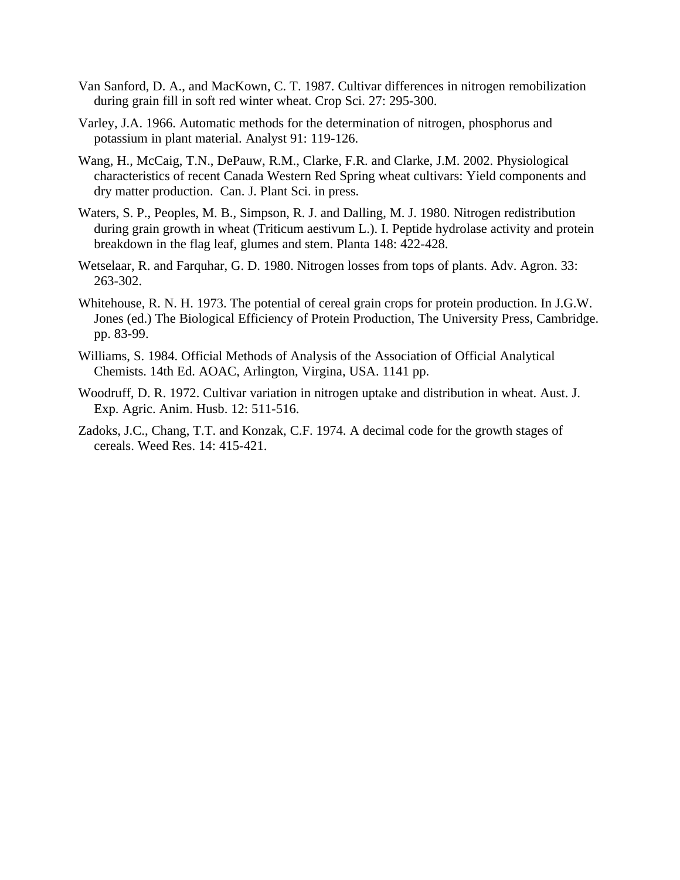Van Sanford, D. A., and MacKown, C. T. 1987. Cultivar differences in nitrogen remobilization during grain fill in soft red winter wheat. Crop Sci. 27: 295-300.

Varley, J.A. 1966. Automatic methods for the determination of nitrogen, phosphorus and potassium in plant material. Analyst 91: 119-126.

Wang, H., McCaig, T.N., DePauw, R.M., Clarke, F.R. and Clarke, J.M. 2002. Physiological characteristics of recent Canada Western Red Spring wheat cultivars: Yield components and dry matter production. Can. J. Plant Sci. in press.

Waters, S. P., Peoples, M. B., Simpson, R. J. and Dalling, M. J. 1980. Nitrogen redistribution during grain growth in wheat (Triticum aestivum L.). I. Peptide hydrolase activity and protein breakdown in the flag leaf, glumes and stem. Planta 148: 422-428.

Wetselaar, R. and Farquhar, G. D. 1980. Nitrogen losses from tops of plants. Adv. Agron. 33: 263-302.

Whitehouse, R. N. H. 1973. The potential of cereal grain crops for protein production. In J.G.W. Jones (ed.) The Biological Efficiency of Protein Production, The University Press, Cambridge. pp. 83-99.

Williams, S. 1984. Official Methods of Analysis of the Association of Official Analytical Chemists. 14th Ed. AOAC, Arlington, Virgina, USA. 1141 pp.

Woodruff, D. R. 1972. Cultivar variation in nitrogen uptake and distribution in wheat. Aust. J. Exp. Agric. Anim. Husb. 12: 511-516.

Zadoks, J.C., Chang, T.T. and Konzak, C.F. 1974. A decimal code for the growth stages of cereals. Weed Res. 14: 415-421.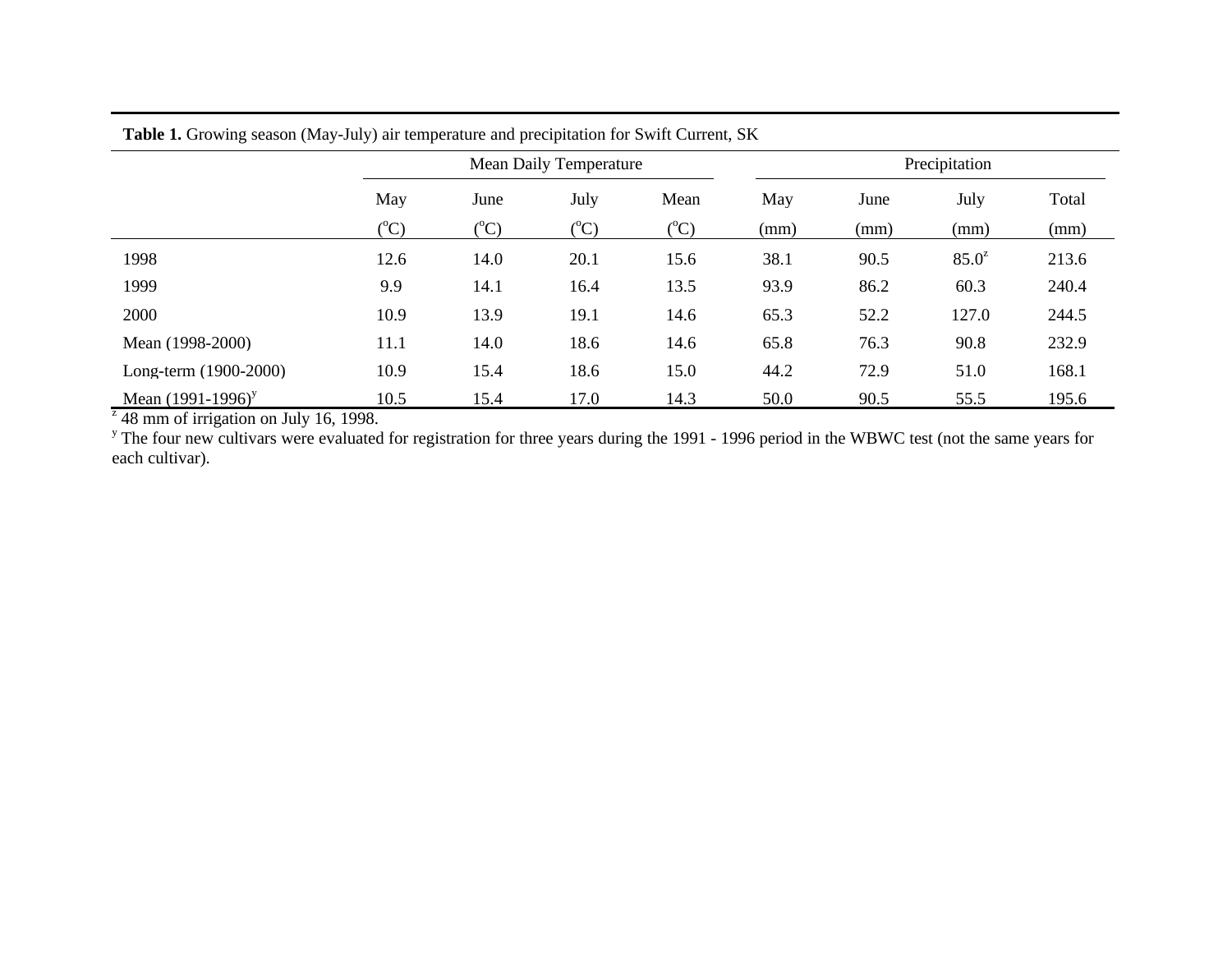**Table 1.** Growing season (May-July) air temperature and precipitation for Swift Current, SK

| | Mean Daily Temperature | | | | Precipitation | | | |
|---|---|---|---|---|---|---|---|---|
| | May (°C) | June (°C) | July (°C) | Mean (°C) | May (mm) | June (mm) | July (mm) | Total (mm) |
| 1998 | 12.6 | 14.0 | 20.1 | 15.6 | 38.1 | 90.5 | 85.0[z] | 213.6 |
| 1999 | 9.9 | 14.1 | 16.4 | 13.5 | 93.9 | 86.2 | 60.3 | 240.4 |
| 2000 | 10.9 | 13.9 | 19.1 | 14.6 | 65.3 | 52.2 | 127.0 | 244.5 |
| Mean (1998-2000) | 11.1 | 14.0 | 18.6 | 14.6 | 65.8 | 76.3 | 90.8 | 232.9 |
| Long-term (1900-2000) | 10.9 | 15.4 | 18.6 | 15.0 | 44.2 | 72.9 | 51.0 | 168.1 |
| Mean (1991-1996)[y] | 10.5 | 15.4 | 17.0 | 14.3 | 50.0 | 90.5 | 55.5 | 195.6 |

[z] 48 mm of irrigation on July 16, 1998.

[y] The four new cultivars were evaluated for registration for three years during the 1991 - 1996 period in the WBWC test (not the same years for each cultivar).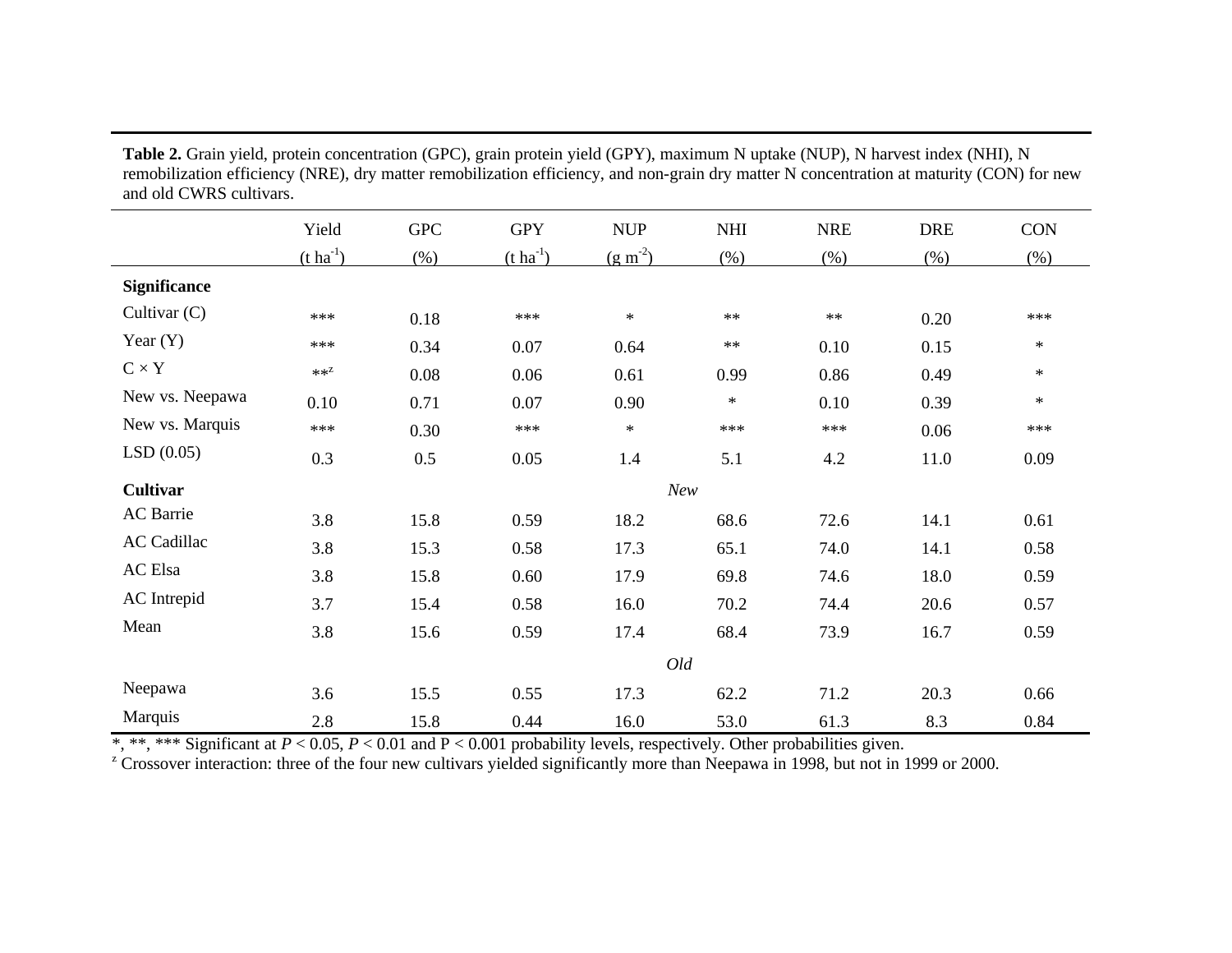**Table 2.** Grain yield, protein concentration (GPC), grain protein yield (GPY), maximum N uptake (NUP), N harvest index (NHI), N remobilization efficiency (NRE), dry matter remobilization efficiency, and non-grain dry matter N concentration at maturity (CON) for new and old CWRS cultivars.

| | Yield | GPC | GPY | NUP | NHI | NRE | DRE | CON |
|---|---|---|---|---|---|---|---|---|
| | ($t\ ha^{-1}$) | (%) | ($t\ ha^{-1}$) | ($g\ m^{-2}$) | (%) | (%) | (%) | (%) |
| **Significance** | | | | | | | | |
| Cultivar (C) | *** | 0.18 | *** | * | ** | ** | 0.20 | *** |
| Year (Y) | *** | 0.34 | 0.07 | 0.64 | ** | 0.10 | 0.15 | * |
| C × Y | **[z] | 0.08 | 0.06 | 0.61 | 0.99 | 0.86 | 0.49 | * |
| New vs. Neepawa | 0.10 | 0.71 | 0.07 | 0.90 | * | 0.10 | 0.39 | * |
| New vs. Marquis | *** | 0.30 | *** | * | *** | *** | 0.06 | *** |
| LSD (0.05) | 0.3 | 0.5 | 0.05 | 1.4 | 5.1 | 4.2 | 11.0 | 0.09 |
| **Cultivar** | | | | | *New* | | | |
| AC Barrie | 3.8 | 15.8 | 0.59 | 18.2 | 68.6 | 72.6 | 14.1 | 0.61 |
| AC Cadillac | 3.8 | 15.3 | 0.58 | 17.3 | 65.1 | 74.0 | 14.1 | 0.58 |
| AC Elsa | 3.8 | 15.8 | 0.60 | 17.9 | 69.8 | 74.6 | 18.0 | 0.59 |
| AC Intrepid | 3.7 | 15.4 | 0.58 | 16.0 | 70.2 | 74.4 | 20.6 | 0.57 |
| Mean | 3.8 | 15.6 | 0.59 | 17.4 | 68.4 | 73.9 | 16.7 | 0.59 |
| | | | | | *Old* | | | |
| Neepawa | 3.6 | 15.5 | 0.55 | 17.3 | 62.2 | 71.2 | 20.3 | 0.66 |
| Marquis | 2.8 | 15.8 | 0.44 | 16.0 | 53.0 | 61.3 | 8.3 | 0.84 |

*, **, *** Significant at $P < 0.05$, $P < 0.01$ and $P < 0.001$ probability levels, respectively. Other probabilities given.

[z] Crossover interaction: three of the four new cultivars yielded significantly more than Neepawa in 1998, but not in 1999 or 2000.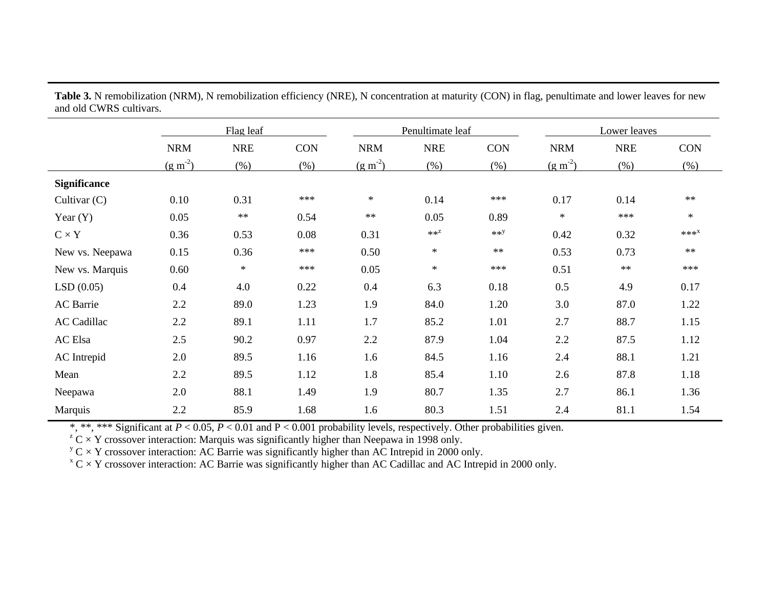**Table 3.** N remobilization (NRM), N remobilization efficiency (NRE), N concentration at maturity (CON) in flag, penultimate and lower leaves for new and old CWRS cultivars.

| | Flag leaf | | | Penultimate leaf | | | Lower leaves | | |
|---|---|---|---|---|---|---|---|---|---|
| | NRM ($g\ m^{-2}$) | NRE (%) | CON (%) | NRM ($g\ m^{-2}$) | NRE (%) | CON (%) | NRM ($g\ m^{-2}$) | NRE (%) | CON (%) |
| **Significance** | | | | | | | | | |
| Cultivar (C) | 0.10 | 0.31 | *** | * | 0.14 | *** | 0.17 | 0.14 | ** |
| Year (Y) | 0.05 | ** | 0.54 | ** | 0.05 | 0.89 | * | *** | * |
| C × Y | 0.36 | 0.53 | 0.08 | 0.31 | **[z] | **[y] | 0.42 | 0.32 | ***[x] |
| New vs. Neepawa | 0.15 | 0.36 | *** | 0.50 | * | ** | 0.53 | 0.73 | ** |
| New vs. Marquis | 0.60 | * | *** | 0.05 | * | *** | 0.51 | ** | *** |
| LSD (0.05) | 0.4 | 4.0 | 0.22 | 0.4 | 6.3 | 0.18 | 0.5 | 4.9 | 0.17 |
| AC Barrie | 2.2 | 89.0 | 1.23 | 1.9 | 84.0 | 1.20 | 3.0 | 87.0 | 1.22 |
| AC Cadillac | 2.2 | 89.1 | 1.11 | 1.7 | 85.2 | 1.01 | 2.7 | 88.7 | 1.15 |
| AC Elsa | 2.5 | 90.2 | 0.97 | 2.2 | 87.9 | 1.04 | 2.2 | 87.5 | 1.12 |
| AC Intrepid | 2.0 | 89.5 | 1.16 | 1.6 | 84.5 | 1.16 | 2.4 | 88.1 | 1.21 |
| Mean | 2.2 | 89.5 | 1.12 | 1.8 | 85.4 | 1.10 | 2.6 | 87.8 | 1.18 |
| Neepawa | 2.0 | 88.1 | 1.49 | 1.9 | 80.7 | 1.35 | 2.7 | 86.1 | 1.36 |
| Marquis | 2.2 | 85.9 | 1.68 | 1.6 | 80.3 | 1.51 | 2.4 | 81.1 | 1.54 |

*, **, *** Significant at $P < 0.05$, $P < 0.01$ and $P < 0.001$ probability levels, respectively. Other probabilities given.

[z] C × Y crossover interaction: Marquis was significantly higher than Neepawa in 1998 only.

[y] C × Y crossover interaction: AC Barrie was significantly higher than AC Intrepid in 2000 only.

[x] C × Y crossover interaction: AC Barrie was significantly higher than AC Cadillac and AC Intrepid in 2000 only.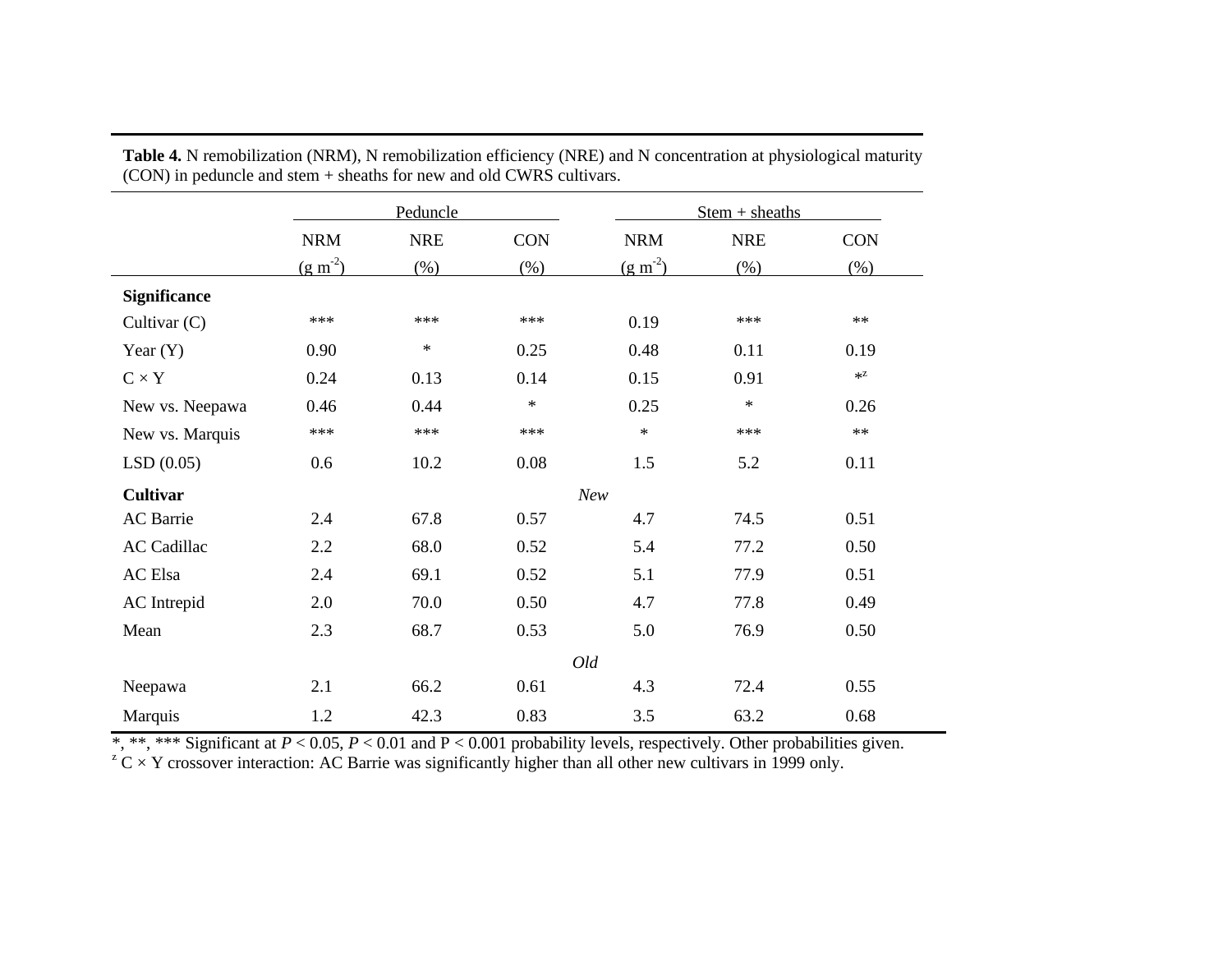**Table 4.** N remobilization (NRM), N remobilization efficiency (NRE) and N concentration at physiological maturity (CON) in peduncle and stem + sheaths for new and old CWRS cultivars.

| | Peduncle | | | Stem + sheaths | | |
|---|---|---|---|---|---|---|
| | NRM ($g\ m^{-2}$) | NRE (%) | CON (%) | NRM ($g\ m^{-2}$) | NRE (%) | CON (%) |
| **Significance** | | | | | | |
| Cultivar (C) | *** | *** | *** | 0.19 | *** | ** |
| Year (Y) | 0.90 | * | 0.25 | 0.48 | 0.11 | 0.19 |
| C × Y | 0.24 | 0.13 | 0.14 | 0.15 | 0.91 | *[z] |
| New vs. Neepawa | 0.46 | 0.44 | * | 0.25 | * | 0.26 |
| New vs. Marquis | *** | *** | *** | * | *** | ** |
| LSD (0.05) | 0.6 | 10.2 | 0.08 | 1.5 | 5.2 | 0.11 |
| **Cultivar** | | | | *New* | | |
| AC Barrie | 2.4 | 67.8 | 0.57 | 4.7 | 74.5 | 0.51 |
| AC Cadillac | 2.2 | 68.0 | 0.52 | 5.4 | 77.2 | 0.50 |
| AC Elsa | 2.4 | 69.1 | 0.52 | 5.1 | 77.9 | 0.51 |
| AC Intrepid | 2.0 | 70.0 | 0.50 | 4.7 | 77.8 | 0.49 |
| Mean | 2.3 | 68.7 | 0.53 | 5.0 | 76.9 | 0.50 |
| | | | | *Old* | | |
| Neepawa | 2.1 | 66.2 | 0.61 | 4.3 | 72.4 | 0.55 |
| Marquis | 1.2 | 42.3 | 0.83 | 3.5 | 63.2 | 0.68 |

*, **, *** Significant at $P < 0.05$, $P < 0.01$ and $P < 0.001$ probability levels, respectively. Other probabilities given.

[z] C × Y crossover interaction: AC Barrie was significantly higher than all other new cultivars in 1999 only.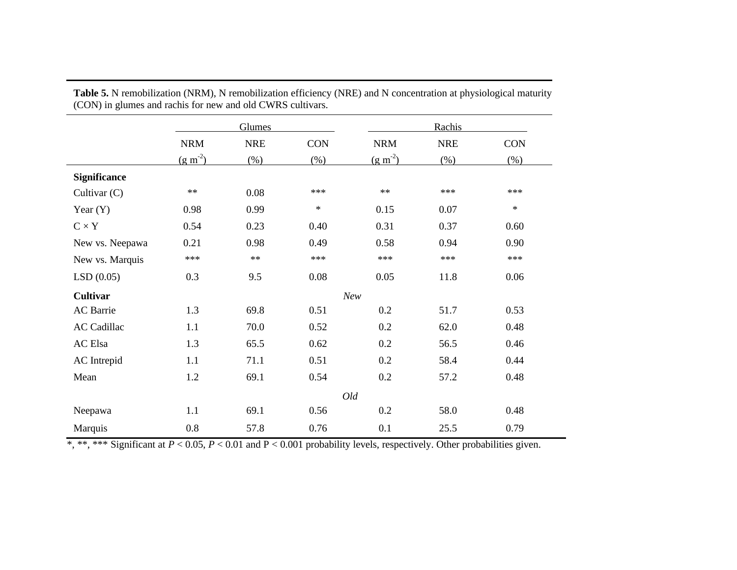**Table 5.** N remobilization (NRM), N remobilization efficiency (NRE) and N concentration at physiological maturity (CON) in glumes and rachis for new and old CWRS cultivars.

| | Glumes | | | Rachis | | |
|---|---|---|---|---|---|---|
| | NRM ($g\ m^{-2}$) | NRE (%) | CON (%) | NRM ($g\ m^{-2}$) | NRE (%) | CON (%) |
| **Significance** | | | | | | |
| Cultivar (C) | ** | 0.08 | *** | ** | *** | *** |
| Year (Y) | 0.98 | 0.99 | * | 0.15 | 0.07 | * |
| C × Y | 0.54 | 0.23 | 0.40 | 0.31 | 0.37 | 0.60 |
| New vs. Neepawa | 0.21 | 0.98 | 0.49 | 0.58 | 0.94 | 0.90 |
| New vs. Marquis | *** | ** | *** | *** | *** | *** |
| LSD (0.05) | 0.3 | 9.5 | 0.08 | 0.05 | 11.8 | 0.06 |
| **Cultivar** | | | *New* | | | |
| AC Barrie | 1.3 | 69.8 | 0.51 | 0.2 | 51.7 | 0.53 |
| AC Cadillac | 1.1 | 70.0 | 0.52 | 0.2 | 62.0 | 0.48 |
| AC Elsa | 1.3 | 65.5 | 0.62 | 0.2 | 56.5 | 0.46 |
| AC Intrepid | 1.1 | 71.1 | 0.51 | 0.2 | 58.4 | 0.44 |
| Mean | 1.2 | 69.1 | 0.54 | 0.2 | 57.2 | 0.48 |
| | | | *Old* | | | |
| Neepawa | 1.1 | 69.1 | 0.56 | 0.2 | 58.0 | 0.48 |
| Marquis | 0.8 | 57.8 | 0.76 | 0.1 | 25.5 | 0.79 |

*, **, *** Significant at $P < 0.05$, $P < 0.01$ and $P < 0.001$ probability levels, respectively. Other probabilities given.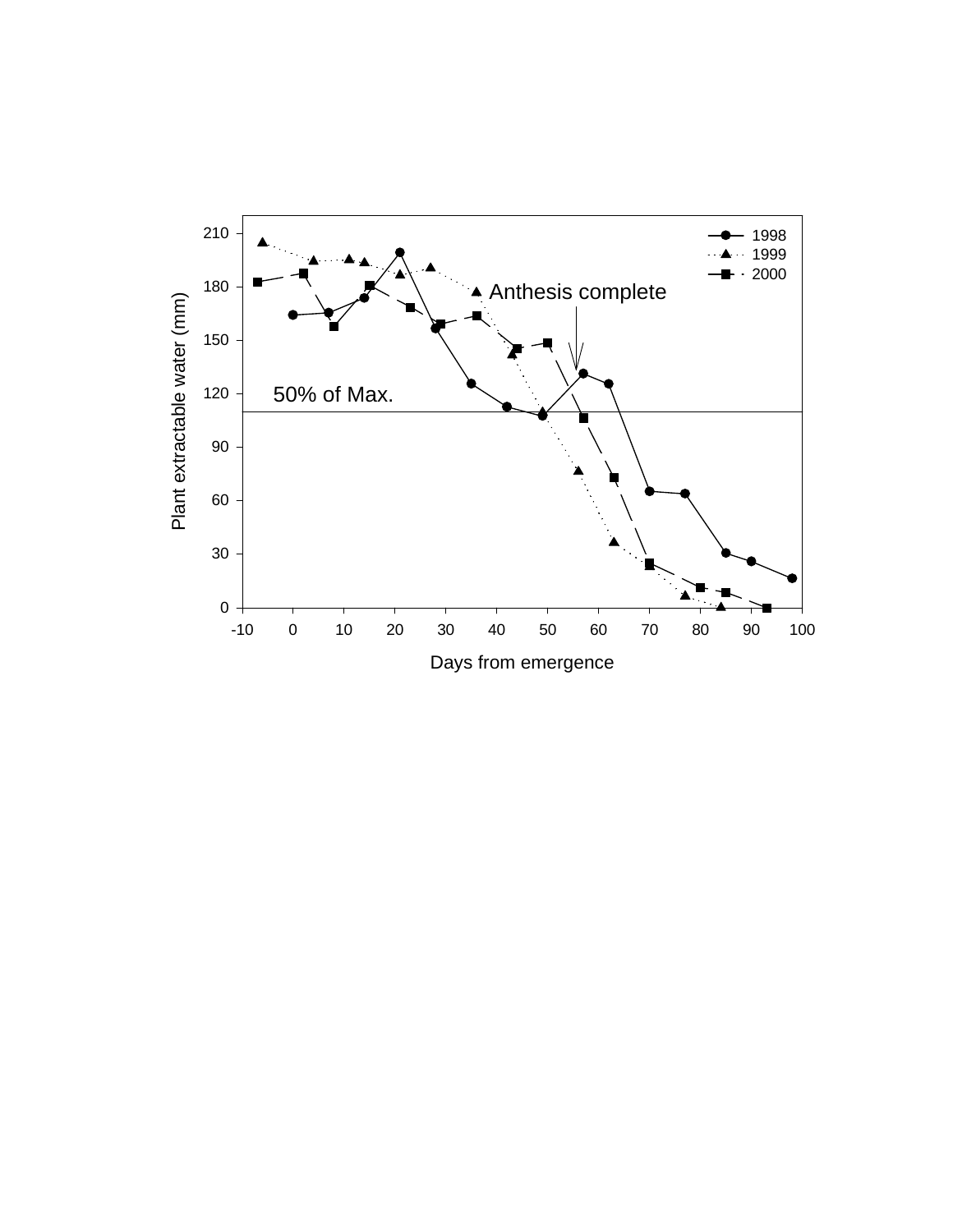210
180
150
120
90
60
30
0

Plant extractable water (mm)

-10 0 10 20 30 40 50 60 70 80 90 100

Days from emergence

1998
1999
2000

Anthesis complete

50% of Max.